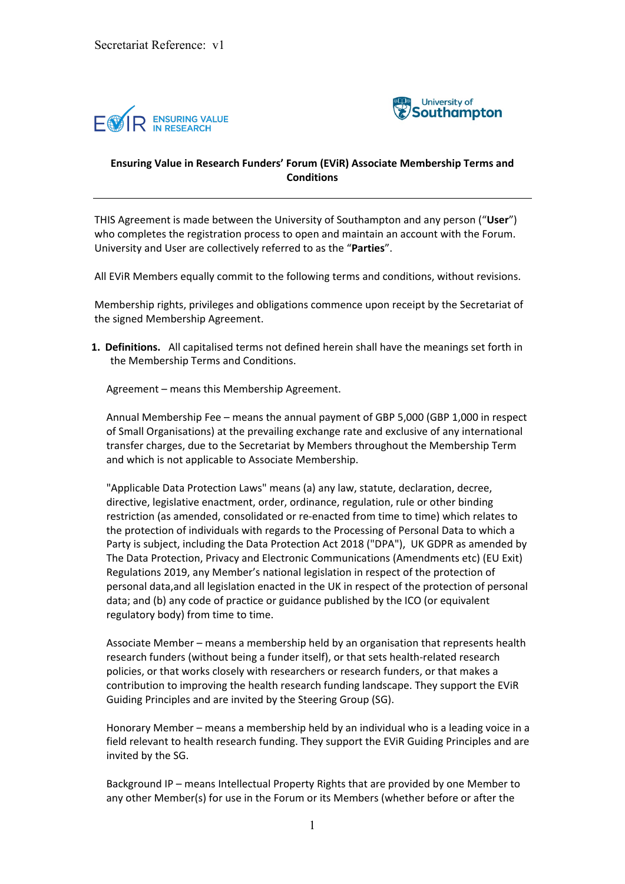Secretariat Reference: v1

EVIR ENSURING VALUE IN RESEARCH

University of Southampton

**Ensuring Value in Research Funders' Forum (EViR) Associate Membership Terms and Conditions**

---

THIS Agreement is made between the University of Southampton and any person ("**User**") who completes the registration process to open and maintain an account with the Forum. University and User are collectively referred to as the "**Parties**".

All EViR Members equally commit to the following terms and conditions, without revisions.

Membership rights, privileges and obligations commence upon receipt by the Secretariat of the signed Membership Agreement.

1. **Definitions.** All capitalised terms not defined herein shall have the meanings set forth in the Membership Terms and Conditions.

   Agreement – means this Membership Agreement.

   Annual Membership Fee – means the annual payment of GBP 5,000 (GBP 1,000 in respect of Small Organisations) at the prevailing exchange rate and exclusive of any international transfer charges, due to the Secretariat by Members throughout the Membership Term and which is not applicable to Associate Membership.

   "Applicable Data Protection Laws" means (a) any law, statute, declaration, decree, directive, legislative enactment, order, ordinance, regulation, rule or other binding restriction (as amended, consolidated or re-enacted from time to time) which relates to the protection of individuals with regards to the Processing of Personal Data to which a Party is subject, including the Data Protection Act 2018 ("DPA"), UK GDPR as amended by The Data Protection, Privacy and Electronic Communications (Amendments etc) (EU Exit) Regulations 2019, any Member's national legislation in respect of the protection of personal data,and all legislation enacted in the UK in respect of the protection of personal data; and (b) any code of practice or guidance published by the ICO (or equivalent regulatory body) from time to time.

   Associate Member – means a membership held by an organisation that represents health research funders (without being a funder itself), or that sets health-related research policies, or that works closely with researchers or research funders, or that makes a contribution to improving the health research funding landscape. They support the EViR Guiding Principles and are invited by the Steering Group (SG).

   Honorary Member – means a membership held by an individual who is a leading voice in a field relevant to health research funding. They support the EViR Guiding Principles and are invited by the SG.

   Background IP – means Intellectual Property Rights that are provided by one Member to any other Member(s) for use in the Forum or its Members (whether before or after the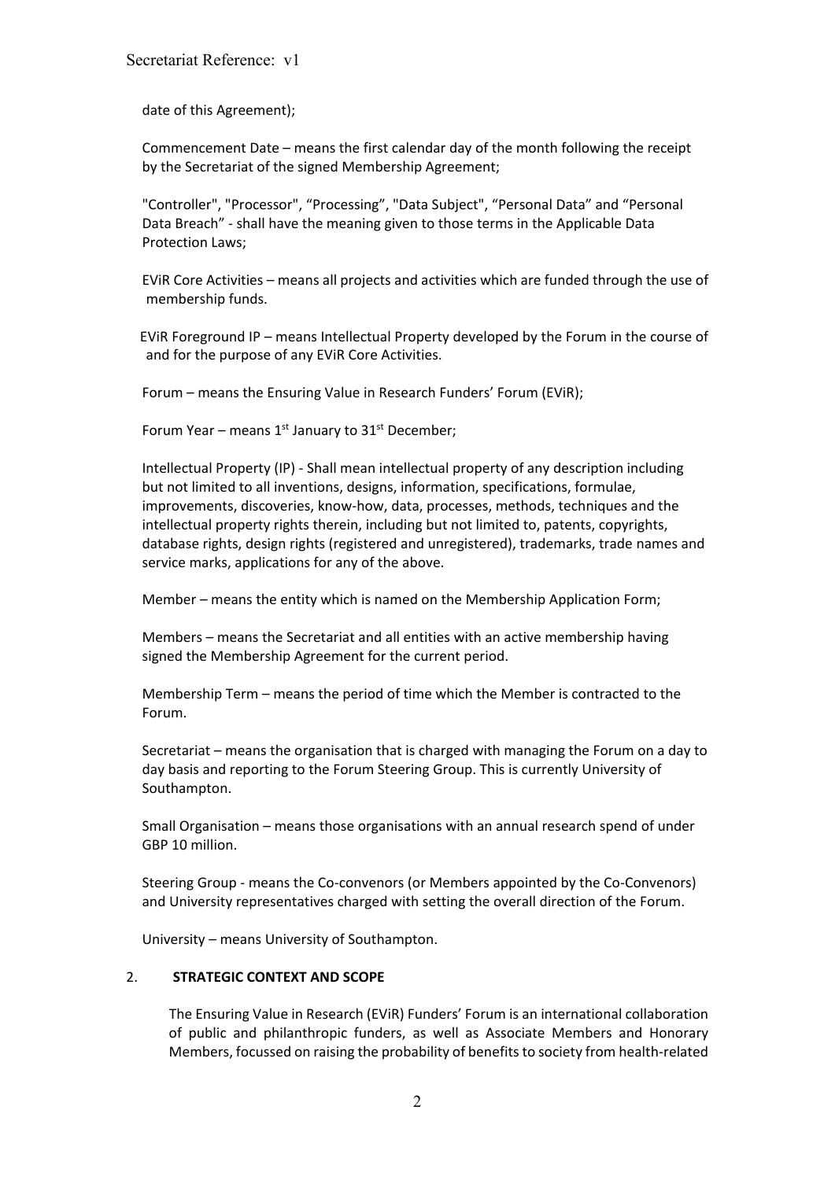date of this Agreement);

Commencement Date – means the first calendar day of the month following the receipt by the Secretariat of the signed Membership Agreement;

"Controller", "Processor", "Processing", "Data Subject", "Personal Data" and "Personal Data Breach" - shall have the meaning given to those terms in the Applicable Data Protection Laws;

EViR Core Activities – means all projects and activities which are funded through the use of membership funds.

EViR Foreground IP – means Intellectual Property developed by the Forum in the course of and for the purpose of any EViR Core Activities.

Forum – means the Ensuring Value in Research Funders' Forum (EViR);

Forum Year – means 1st January to 31st December;

Intellectual Property (IP) - Shall mean intellectual property of any description including but not limited to all inventions, designs, information, specifications, formulae, improvements, discoveries, know-how, data, processes, methods, techniques and the intellectual property rights therein, including but not limited to, patents, copyrights, database rights, design rights (registered and unregistered), trademarks, trade names and service marks, applications for any of the above.

Member – means the entity which is named on the Membership Application Form;

Members – means the Secretariat and all entities with an active membership having signed the Membership Agreement for the current period.

Membership Term – means the period of time which the Member is contracted to the Forum.

Secretariat – means the organisation that is charged with managing the Forum on a day to day basis and reporting to the Forum Steering Group. This is currently University of Southampton.

Small Organisation – means those organisations with an annual research spend of under GBP 10 million.

Steering Group - means the Co-convenors (or Members appointed by the Co-Convenors) and University representatives charged with setting the overall direction of the Forum.

University – means University of Southampton.

## 2. STRATEGIC CONTEXT AND SCOPE

The Ensuring Value in Research (EViR) Funders' Forum is an international collaboration of public and philanthropic funders, as well as Associate Members and Honorary Members, focussed on raising the probability of benefits to society from health-related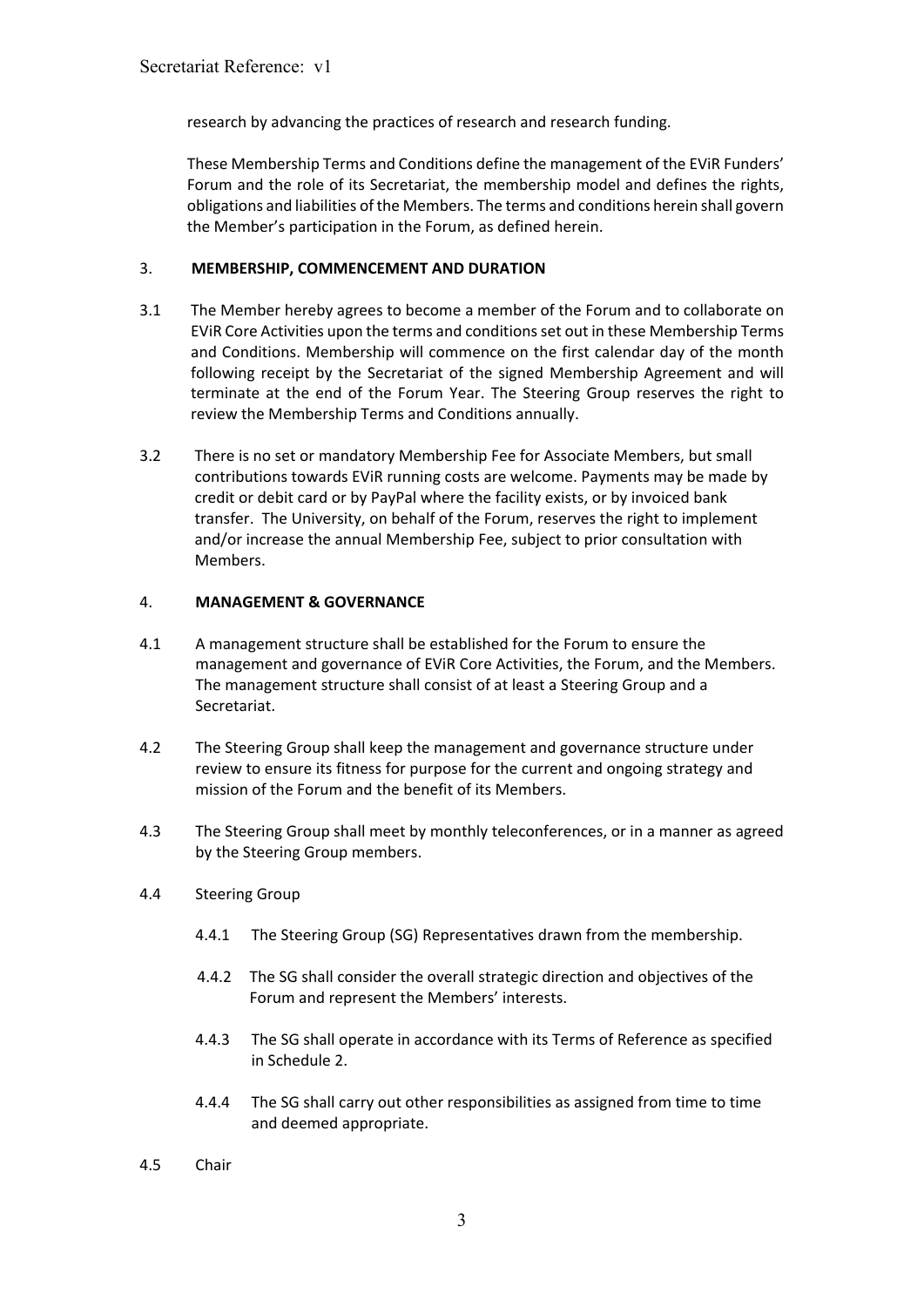research by advancing the practices of research and research funding.

These Membership Terms and Conditions define the management of the EViR Funders' Forum and the role of its Secretariat, the membership model and defines the rights, obligations and liabilities of the Members. The terms and conditions herein shall govern the Member's participation in the Forum, as defined herein.

## 3. MEMBERSHIP, COMMENCEMENT AND DURATION

3.1 The Member hereby agrees to become a member of the Forum and to collaborate on EViR Core Activities upon the terms and conditions set out in these Membership Terms and Conditions. Membership will commence on the first calendar day of the month following receipt by the Secretariat of the signed Membership Agreement and will terminate at the end of the Forum Year. The Steering Group reserves the right to review the Membership Terms and Conditions annually.

3.2 There is no set or mandatory Membership Fee for Associate Members, but small contributions towards EViR running costs are welcome. Payments may be made by credit or debit card or by PayPal where the facility exists, or by invoiced bank transfer. The University, on behalf of the Forum, reserves the right to implement and/or increase the annual Membership Fee, subject to prior consultation with Members.

## 4. MANAGEMENT & GOVERNANCE

4.1 A management structure shall be established for the Forum to ensure the management and governance of EViR Core Activities, the Forum, and the Members. The management structure shall consist of at least a Steering Group and a Secretariat.

4.2 The Steering Group shall keep the management and governance structure under review to ensure its fitness for purpose for the current and ongoing strategy and mission of the Forum and the benefit of its Members.

4.3 The Steering Group shall meet by monthly teleconferences, or in a manner as agreed by the Steering Group members.

4.4 Steering Group

4.4.1 The Steering Group (SG) Representatives drawn from the membership.

4.4.2 The SG shall consider the overall strategic direction and objectives of the Forum and represent the Members' interests.

4.4.3 The SG shall operate in accordance with its Terms of Reference as specified in Schedule 2.

4.4.4 The SG shall carry out other responsibilities as assigned from time to time and deemed appropriate.

4.5 Chair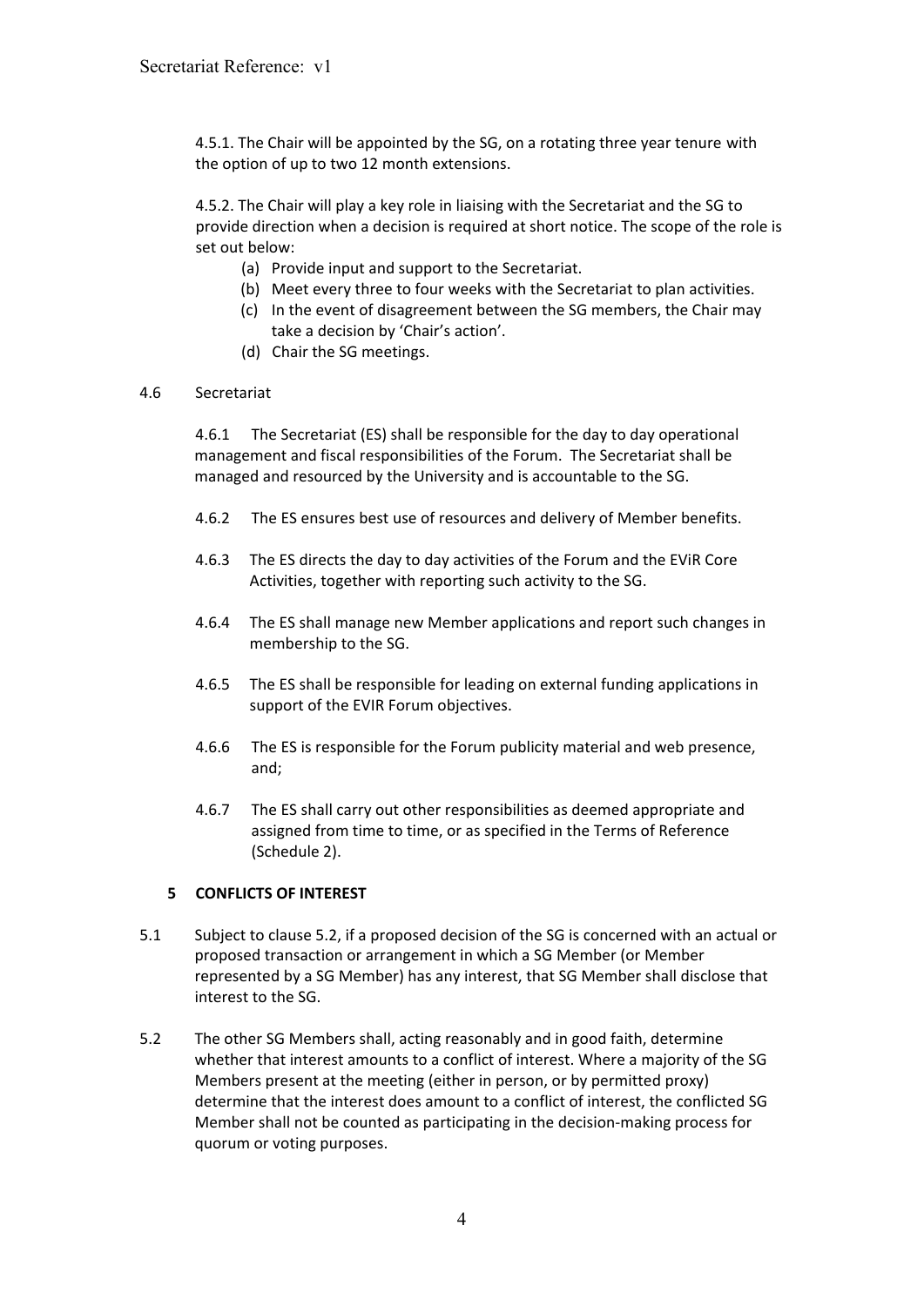4.5.1. The Chair will be appointed by the SG, on a rotating three year tenure with the option of up to two 12 month extensions.

4.5.2. The Chair will play a key role in liaising with the Secretariat and the SG to provide direction when a decision is required at short notice. The scope of the role is set out below:

(a) Provide input and support to the Secretariat.
(b) Meet every three to four weeks with the Secretariat to plan activities.
(c) In the event of disagreement between the SG members, the Chair may take a decision by 'Chair's action'.
(d) Chair the SG meetings.

4.6 Secretariat

4.6.1 The Secretariat (ES) shall be responsible for the day to day operational management and fiscal responsibilities of the Forum. The Secretariat shall be managed and resourced by the University and is accountable to the SG.

4.6.2 The ES ensures best use of resources and delivery of Member benefits.

4.6.3 The ES directs the day to day activities of the Forum and the EViR Core Activities, together with reporting such activity to the SG.

4.6.4 The ES shall manage new Member applications and report such changes in membership to the SG.

4.6.5 The ES shall be responsible for leading on external funding applications in support of the EVIR Forum objectives.

4.6.6 The ES is responsible for the Forum publicity material and web presence, and;

4.6.7 The ES shall carry out other responsibilities as deemed appropriate and assigned from time to time, or as specified in the Terms of Reference (Schedule 2).

## 5 CONFLICTS OF INTEREST

5.1 Subject to clause 5.2, if a proposed decision of the SG is concerned with an actual or proposed transaction or arrangement in which a SG Member (or Member represented by a SG Member) has any interest, that SG Member shall disclose that interest to the SG.

5.2 The other SG Members shall, acting reasonably and in good faith, determine whether that interest amounts to a conflict of interest. Where a majority of the SG Members present at the meeting (either in person, or by permitted proxy) determine that the interest does amount to a conflict of interest, the conflicted SG Member shall not be counted as participating in the decision-making process for quorum or voting purposes.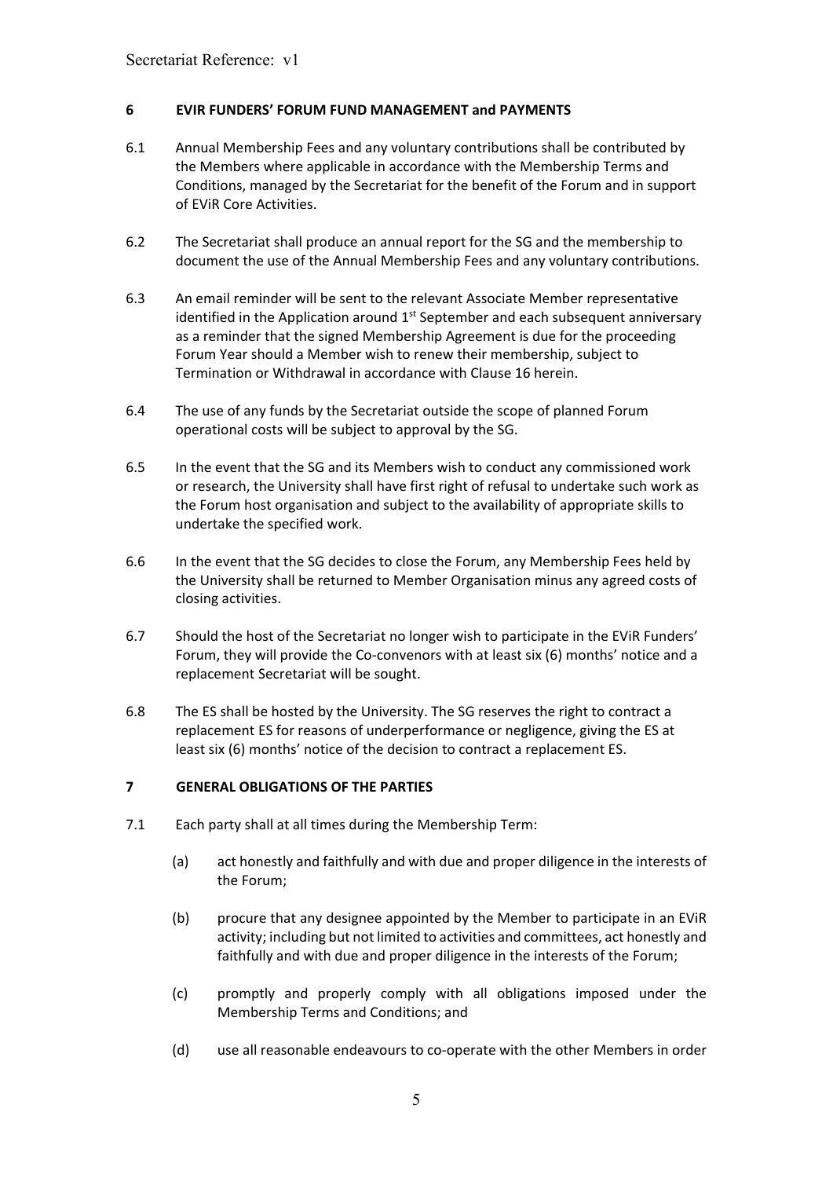## 6 EVIR FUNDERS' FORUM FUND MANAGEMENT and PAYMENTS

6.1 Annual Membership Fees and any voluntary contributions shall be contributed by the Members where applicable in accordance with the Membership Terms and Conditions, managed by the Secretariat for the benefit of the Forum and in support of EViR Core Activities.

6.2 The Secretariat shall produce an annual report for the SG and the membership to document the use of the Annual Membership Fees and any voluntary contributions.

6.3 An email reminder will be sent to the relevant Associate Member representative identified in the Application around 1st September and each subsequent anniversary as a reminder that the signed Membership Agreement is due for the proceeding Forum Year should a Member wish to renew their membership, subject to Termination or Withdrawal in accordance with Clause 16 herein.

6.4 The use of any funds by the Secretariat outside the scope of planned Forum operational costs will be subject to approval by the SG.

6.5 In the event that the SG and its Members wish to conduct any commissioned work or research, the University shall have first right of refusal to undertake such work as the Forum host organisation and subject to the availability of appropriate skills to undertake the specified work.

6.6 In the event that the SG decides to close the Forum, any Membership Fees held by the University shall be returned to Member Organisation minus any agreed costs of closing activities.

6.7 Should the host of the Secretariat no longer wish to participate in the EViR Funders' Forum, they will provide the Co-convenors with at least six (6) months' notice and a replacement Secretariat will be sought.

6.8 The ES shall be hosted by the University. The SG reserves the right to contract a replacement ES for reasons of underperformance or negligence, giving the ES at least six (6) months' notice of the decision to contract a replacement ES.

## 7 GENERAL OBLIGATIONS OF THE PARTIES

7.1 Each party shall at all times during the Membership Term:

(a) act honestly and faithfully and with due and proper diligence in the interests of the Forum;

(b) procure that any designee appointed by the Member to participate in an EViR activity; including but not limited to activities and committees, act honestly and faithfully and with due and proper diligence in the interests of the Forum;

(c) promptly and properly comply with all obligations imposed under the Membership Terms and Conditions; and

(d) use all reasonable endeavours to co-operate with the other Members in order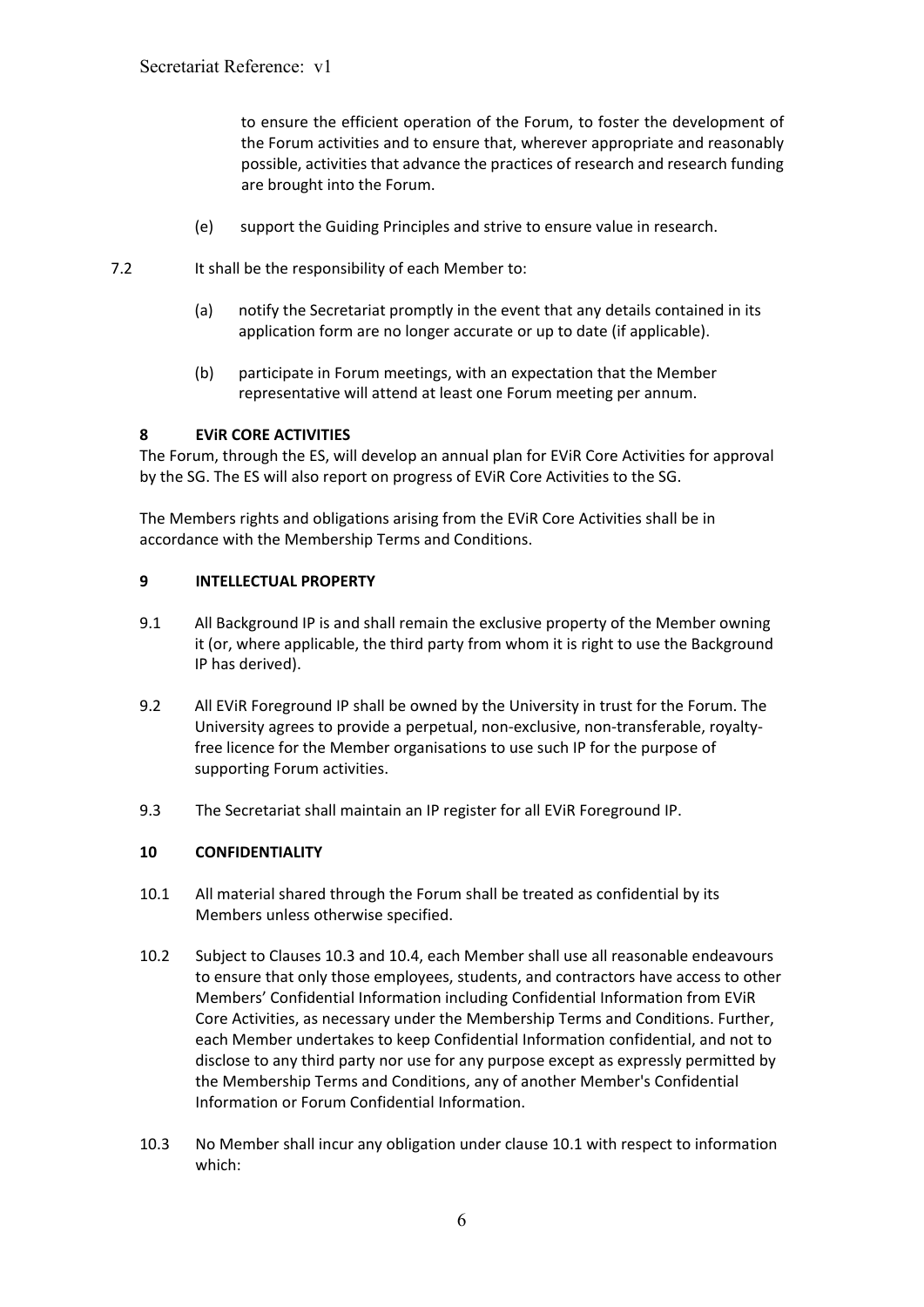to ensure the efficient operation of the Forum, to foster the development of the Forum activities and to ensure that, wherever appropriate and reasonably possible, activities that advance the practices of research and research funding are brought into the Forum.

(e) support the Guiding Principles and strive to ensure value in research.

7.2 It shall be the responsibility of each Member to:

(a) notify the Secretariat promptly in the event that any details contained in its application form are no longer accurate or up to date (if applicable).

(b) participate in Forum meetings, with an expectation that the Member representative will attend at least one Forum meeting per annum.

## 8 EViR CORE ACTIVITIES

The Forum, through the ES, will develop an annual plan for EViR Core Activities for approval by the SG. The ES will also report on progress of EViR Core Activities to the SG.

The Members rights and obligations arising from the EViR Core Activities shall be in accordance with the Membership Terms and Conditions.

## 9 INTELLECTUAL PROPERTY

9.1 All Background IP is and shall remain the exclusive property of the Member owning it (or, where applicable, the third party from whom it is right to use the Background IP has derived).

9.2 All EViR Foreground IP shall be owned by the University in trust for the Forum. The University agrees to provide a perpetual, non-exclusive, non-transferable, royalty-free licence for the Member organisations to use such IP for the purpose of supporting Forum activities.

9.3 The Secretariat shall maintain an IP register for all EViR Foreground IP.

## 10 CONFIDENTIALITY

10.1 All material shared through the Forum shall be treated as confidential by its Members unless otherwise specified.

10.2 Subject to Clauses 10.3 and 10.4, each Member shall use all reasonable endeavours to ensure that only those employees, students, and contractors have access to other Members' Confidential Information including Confidential Information from EViR Core Activities, as necessary under the Membership Terms and Conditions. Further, each Member undertakes to keep Confidential Information confidential, and not to disclose to any third party nor use for any purpose except as expressly permitted by the Membership Terms and Conditions, any of another Member's Confidential Information or Forum Confidential Information.

10.3 No Member shall incur any obligation under clause 10.1 with respect to information which: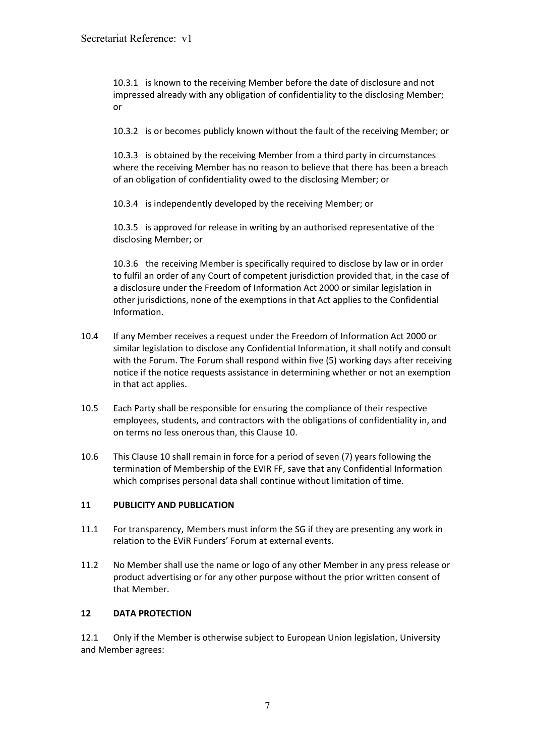10.3.1 is known to the receiving Member before the date of disclosure and not impressed already with any obligation of confidentiality to the disclosing Member; or

10.3.2 is or becomes publicly known without the fault of the receiving Member; or

10.3.3 is obtained by the receiving Member from a third party in circumstances where the receiving Member has no reason to believe that there has been a breach of an obligation of confidentiality owed to the disclosing Member; or

10.3.4 is independently developed by the receiving Member; or

10.3.5 is approved for release in writing by an authorised representative of the disclosing Member; or

10.3.6 the receiving Member is specifically required to disclose by law or in order to fulfil an order of any Court of competent jurisdiction provided that, in the case of a disclosure under the Freedom of Information Act 2000 or similar legislation in other jurisdictions, none of the exemptions in that Act applies to the Confidential Information.

10.4 If any Member receives a request under the Freedom of Information Act 2000 or similar legislation to disclose any Confidential Information, it shall notify and consult with the Forum. The Forum shall respond within five (5) working days after receiving notice if the notice requests assistance in determining whether or not an exemption in that act applies.

10.5 Each Party shall be responsible for ensuring the compliance of their respective employees, students, and contractors with the obligations of confidentiality in, and on terms no less onerous than, this Clause 10.

10.6 This Clause 10 shall remain in force for a period of seven (7) years following the termination of Membership of the EVIR FF, save that any Confidential Information which comprises personal data shall continue without limitation of time.

**11 PUBLICITY AND PUBLICATION**

11.1 For transparency, Members must inform the SG if they are presenting any work in relation to the EViR Funders' Forum at external events.

11.2 No Member shall use the name or logo of any other Member in any press release or product advertising or for any other purpose without the prior written consent of that Member.

**12 DATA PROTECTION**

12.1 Only if the Member is otherwise subject to European Union legislation, University and Member agrees: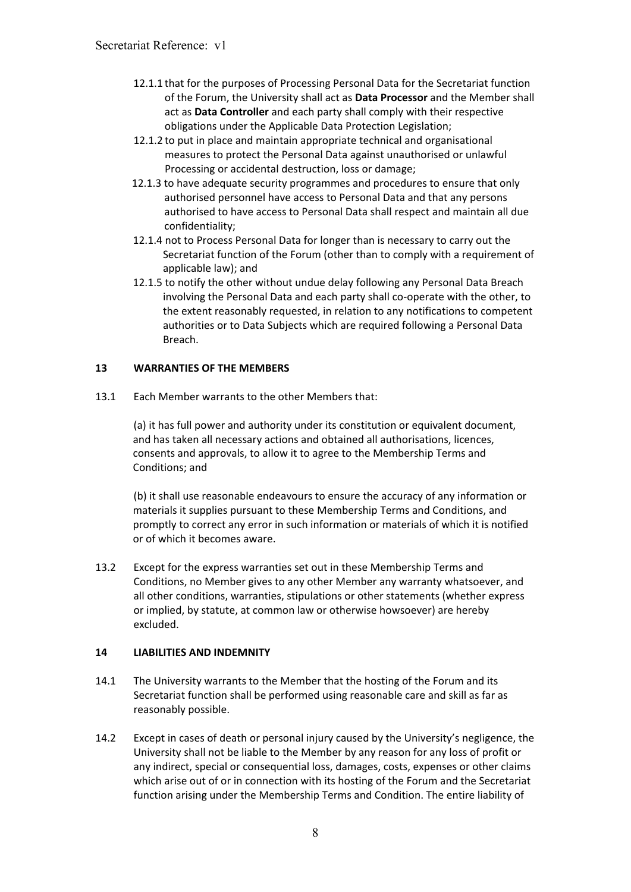12.1.1 that for the purposes of Processing Personal Data for the Secretariat function of the Forum, the University shall act as **Data Processor** and the Member shall act as **Data Controller** and each party shall comply with their respective obligations under the Applicable Data Protection Legislation;

12.1.2 to put in place and maintain appropriate technical and organisational measures to protect the Personal Data against unauthorised or unlawful Processing or accidental destruction, loss or damage;

12.1.3 to have adequate security programmes and procedures to ensure that only authorised personnel have access to Personal Data and that any persons authorised to have access to Personal Data shall respect and maintain all due confidentiality;

12.1.4 not to Process Personal Data for longer than is necessary to carry out the Secretariat function of the Forum (other than to comply with a requirement of applicable law); and

12.1.5 to notify the other without undue delay following any Personal Data Breach involving the Personal Data and each party shall co-operate with the other, to the extent reasonably requested, in relation to any notifications to competent authorities or to Data Subjects which are required following a Personal Data Breach.

## 13 WARRANTIES OF THE MEMBERS

13.1 Each Member warrants to the other Members that:

(a) it has full power and authority under its constitution or equivalent document, and has taken all necessary actions and obtained all authorisations, licences, consents and approvals, to allow it to agree to the Membership Terms and Conditions; and

(b) it shall use reasonable endeavours to ensure the accuracy of any information or materials it supplies pursuant to these Membership Terms and Conditions, and promptly to correct any error in such information or materials of which it is notified or of which it becomes aware.

13.2 Except for the express warranties set out in these Membership Terms and Conditions, no Member gives to any other Member any warranty whatsoever, and all other conditions, warranties, stipulations or other statements (whether express or implied, by statute, at common law or otherwise howsoever) are hereby excluded.

## 14 LIABILITIES AND INDEMNITY

14.1 The University warrants to the Member that the hosting of the Forum and its Secretariat function shall be performed using reasonable care and skill as far as reasonably possible.

14.2 Except in cases of death or personal injury caused by the University's negligence, the University shall not be liable to the Member by any reason for any loss of profit or any indirect, special or consequential loss, damages, costs, expenses or other claims which arise out of or in connection with its hosting of the Forum and the Secretariat function arising under the Membership Terms and Condition. The entire liability of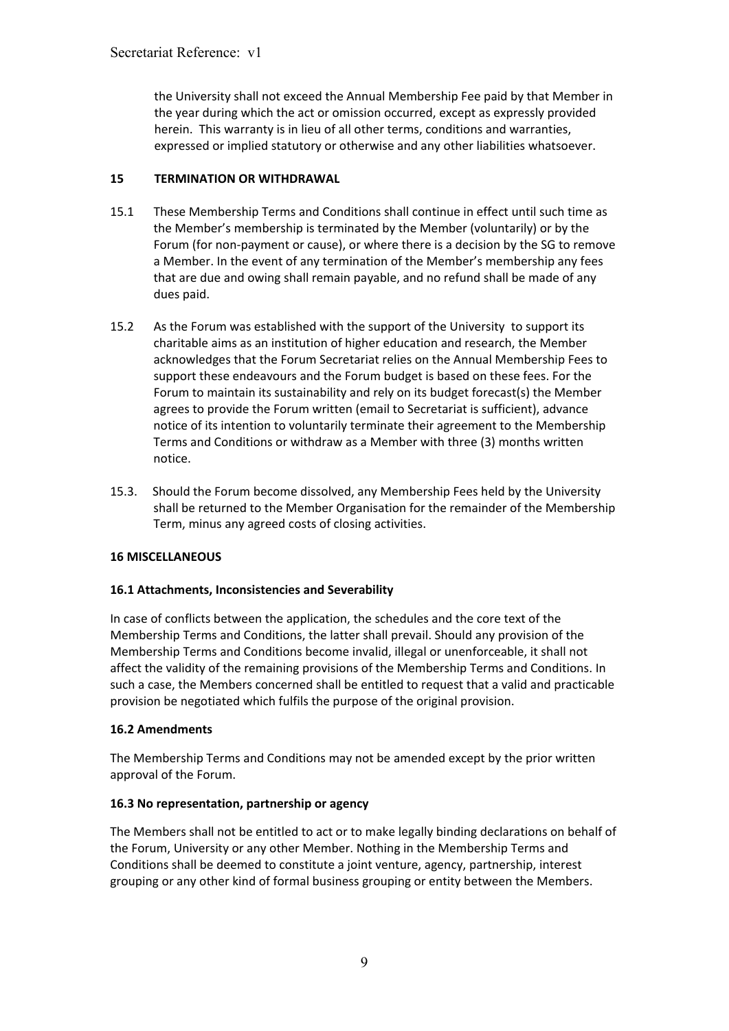the University shall not exceed the Annual Membership Fee paid by that Member in the year during which the act or omission occurred, except as expressly provided herein. This warranty is in lieu of all other terms, conditions and warranties, expressed or implied statutory or otherwise and any other liabilities whatsoever.

## 15 TERMINATION OR WITHDRAWAL

15.1 These Membership Terms and Conditions shall continue in effect until such time as the Member's membership is terminated by the Member (voluntarily) or by the Forum (for non-payment or cause), or where there is a decision by the SG to remove a Member. In the event of any termination of the Member's membership any fees that are due and owing shall remain payable, and no refund shall be made of any dues paid.

15.2 As the Forum was established with the support of the University to support its charitable aims as an institution of higher education and research, the Member acknowledges that the Forum Secretariat relies on the Annual Membership Fees to support these endeavours and the Forum budget is based on these fees. For the Forum to maintain its sustainability and rely on its budget forecast(s) the Member agrees to provide the Forum written (email to Secretariat is sufficient), advance notice of its intention to voluntarily terminate their agreement to the Membership Terms and Conditions or withdraw as a Member with three (3) months written notice.

15.3. Should the Forum become dissolved, any Membership Fees held by the University shall be returned to the Member Organisation for the remainder of the Membership Term, minus any agreed costs of closing activities.

## 16 MISCELLANEOUS

### 16.1 Attachments, Inconsistencies and Severability

In case of conflicts between the application, the schedules and the core text of the Membership Terms and Conditions, the latter shall prevail. Should any provision of the Membership Terms and Conditions become invalid, illegal or unenforceable, it shall not affect the validity of the remaining provisions of the Membership Terms and Conditions. In such a case, the Members concerned shall be entitled to request that a valid and practicable provision be negotiated which fulfils the purpose of the original provision.

### 16.2 Amendments

The Membership Terms and Conditions may not be amended except by the prior written approval of the Forum.

### 16.3 No representation, partnership or agency

The Members shall not be entitled to act or to make legally binding declarations on behalf of the Forum, University or any other Member. Nothing in the Membership Terms and Conditions shall be deemed to constitute a joint venture, agency, partnership, interest grouping or any other kind of formal business grouping or entity between the Members.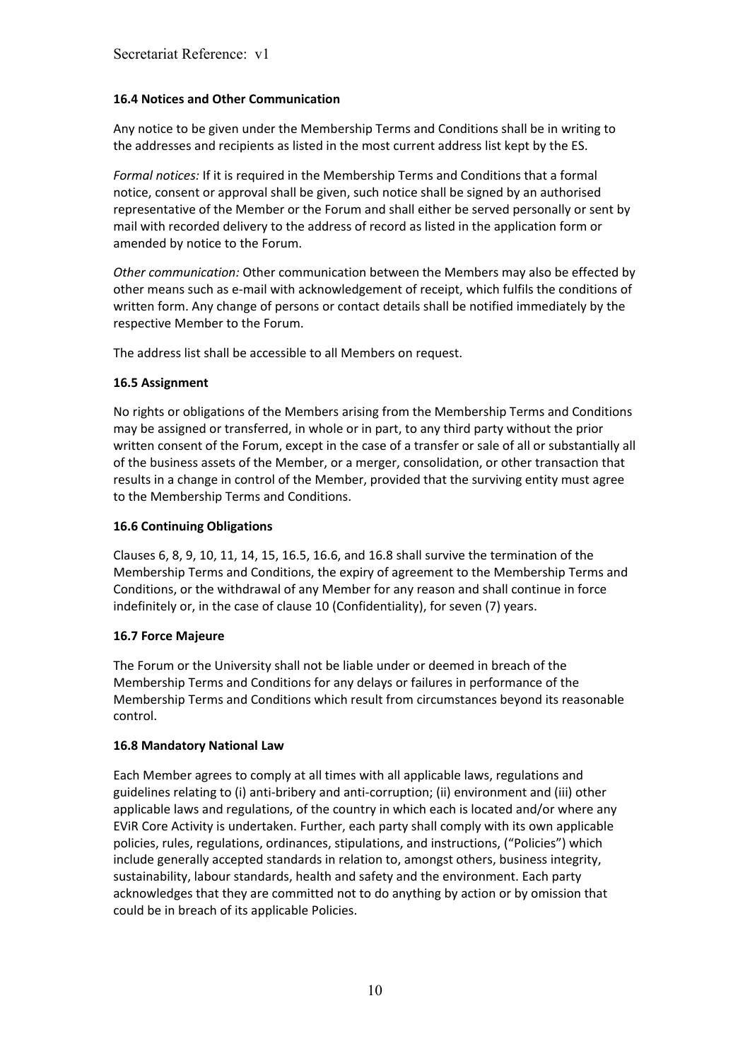### 16.4 Notices and Other Communication

Any notice to be given under the Membership Terms and Conditions shall be in writing to the addresses and recipients as listed in the most current address list kept by the ES.

*Formal notices:* If it is required in the Membership Terms and Conditions that a formal notice, consent or approval shall be given, such notice shall be signed by an authorised representative of the Member or the Forum and shall either be served personally or sent by mail with recorded delivery to the address of record as listed in the application form or amended by notice to the Forum.

*Other communication:* Other communication between the Members may also be effected by other means such as e-mail with acknowledgement of receipt, which fulfils the conditions of written form. Any change of persons or contact details shall be notified immediately by the respective Member to the Forum.

The address list shall be accessible to all Members on request.

### 16.5 Assignment

No rights or obligations of the Members arising from the Membership Terms and Conditions may be assigned or transferred, in whole or in part, to any third party without the prior written consent of the Forum, except in the case of a transfer or sale of all or substantially all of the business assets of the Member, or a merger, consolidation, or other transaction that results in a change in control of the Member, provided that the surviving entity must agree to the Membership Terms and Conditions.

### 16.6 Continuing Obligations

Clauses 6, 8, 9, 10, 11, 14, 15, 16.5, 16.6, and 16.8 shall survive the termination of the Membership Terms and Conditions, the expiry of agreement to the Membership Terms and Conditions, or the withdrawal of any Member for any reason and shall continue in force indefinitely or, in the case of clause 10 (Confidentiality), for seven (7) years.

### 16.7 Force Majeure

The Forum or the University shall not be liable under or deemed in breach of the Membership Terms and Conditions for any delays or failures in performance of the Membership Terms and Conditions which result from circumstances beyond its reasonable control.

### 16.8 Mandatory National Law

Each Member agrees to comply at all times with all applicable laws, regulations and guidelines relating to (i) anti-bribery and anti-corruption; (ii) environment and (iii) other applicable laws and regulations, of the country in which each is located and/or where any EViR Core Activity is undertaken. Further, each party shall comply with its own applicable policies, rules, regulations, ordinances, stipulations, and instructions, ("Policies") which include generally accepted standards in relation to, amongst others, business integrity, sustainability, labour standards, health and safety and the environment. Each party acknowledges that they are committed not to do anything by action or by omission that could be in breach of its applicable Policies.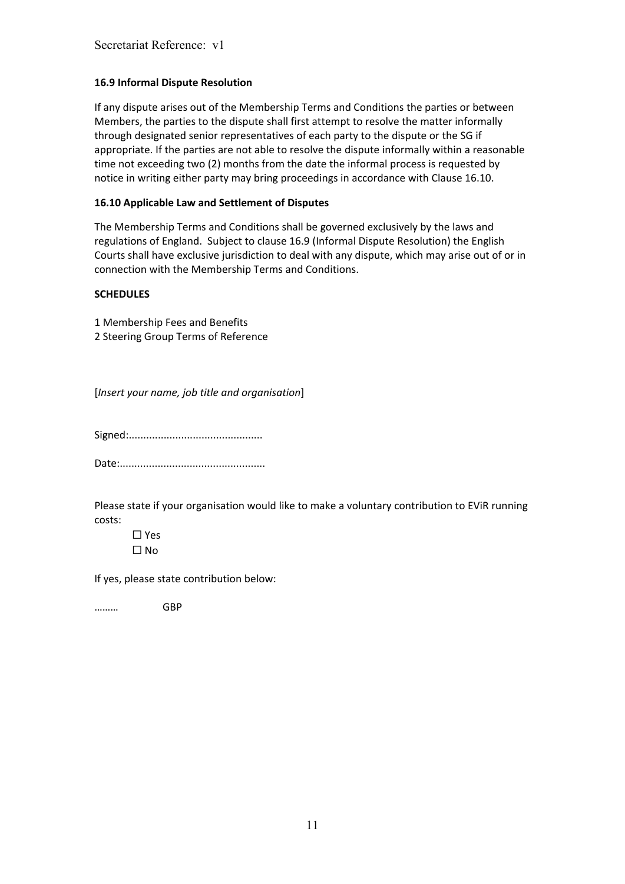**16.9 Informal Dispute Resolution**

If any dispute arises out of the Membership Terms and Conditions the parties or between Members, the parties to the dispute shall first attempt to resolve the matter informally through designated senior representatives of each party to the dispute or the SG if appropriate. If the parties are not able to resolve the dispute informally within a reasonable time not exceeding two (2) months from the date the informal process is requested by notice in writing either party may bring proceedings in accordance with Clause 16.10.

**16.10 Applicable Law and Settlement of Disputes**

The Membership Terms and Conditions shall be governed exclusively by the laws and regulations of England. Subject to clause 16.9 (Informal Dispute Resolution) the English Courts shall have exclusive jurisdiction to deal with any dispute, which may arise out of or in connection with the Membership Terms and Conditions.

**SCHEDULES**

1 Membership Fees and Benefits
2 Steering Group Terms of Reference

[*Insert your name, job title and organisation*]

Signed:.............................................

Date:.................................................

Please state if your organisation would like to make a voluntary contribution to EViR running costs:

☐ Yes
☐ No

If yes, please state contribution below:

……… GBP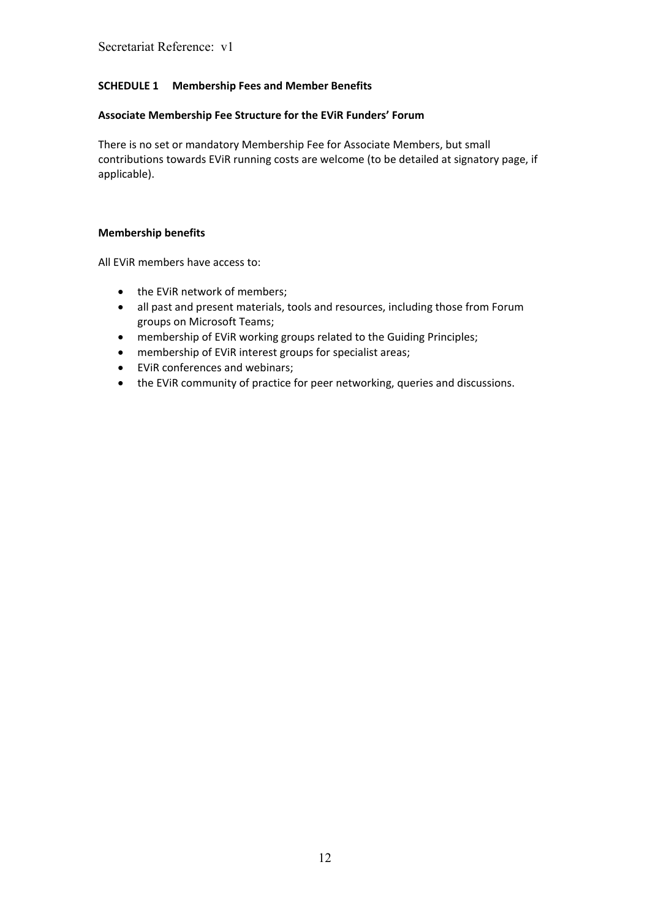## SCHEDULE 1 Membership Fees and Member Benefits

### Associate Membership Fee Structure for the EViR Funders' Forum

There is no set or mandatory Membership Fee for Associate Members, but small contributions towards EViR running costs are welcome (to be detailed at signatory page, if applicable).

### Membership benefits

All EViR members have access to:

- the EViR network of members;
- all past and present materials, tools and resources, including those from Forum groups on Microsoft Teams;
- membership of EViR working groups related to the Guiding Principles;
- membership of EViR interest groups for specialist areas;
- EViR conferences and webinars;
- the EViR community of practice for peer networking, queries and discussions.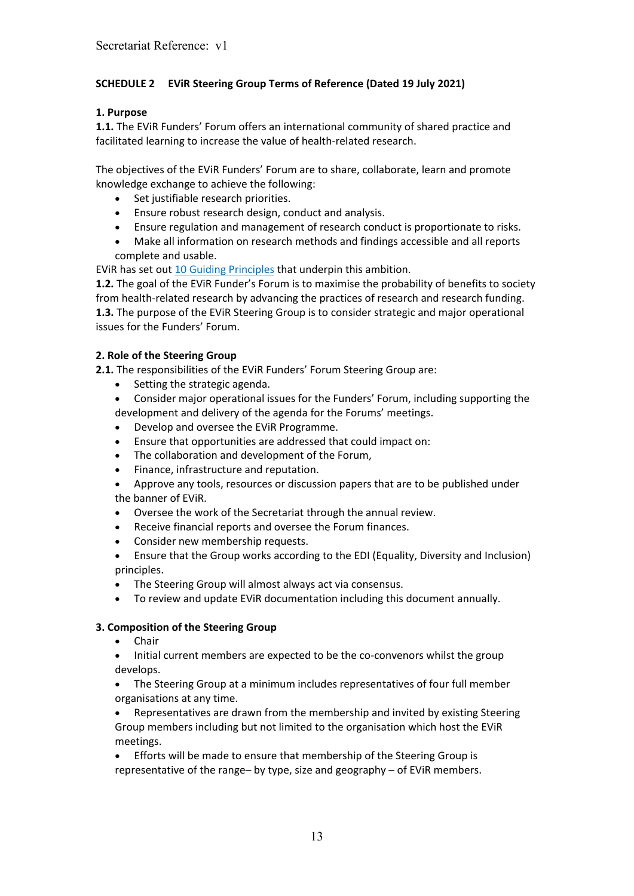Secretariat Reference: v1

**SCHEDULE 2 EViR Steering Group Terms of Reference (Dated 19 July 2021)**

**1. Purpose**

**1.1.** The EViR Funders' Forum offers an international community of shared practice and facilitated learning to increase the value of health-related research.

The objectives of the EViR Funders' Forum are to share, collaborate, learn and promote knowledge exchange to achieve the following:

- Set justifiable research priorities.
- Ensure robust research design, conduct and analysis.
- Ensure regulation and management of research conduct is proportionate to risks.
- Make all information on research methods and findings accessible and all reports complete and usable.

EViR has set out [10 Guiding Principles] that underpin this ambition.

**1.2.** The goal of the EViR Funder's Forum is to maximise the probability of benefits to society from health-related research by advancing the practices of research and research funding.

**1.3.** The purpose of the EViR Steering Group is to consider strategic and major operational issues for the Funders' Forum.

**2. Role of the Steering Group**

**2.1.** The responsibilities of the EViR Funders' Forum Steering Group are:

- Setting the strategic agenda.
- Consider major operational issues for the Funders' Forum, including supporting the development and delivery of the agenda for the Forums' meetings.
- Develop and oversee the EViR Programme.
- Ensure that opportunities are addressed that could impact on:
- The collaboration and development of the Forum,
- Finance, infrastructure and reputation.
- Approve any tools, resources or discussion papers that are to be published under the banner of EViR.
- Oversee the work of the Secretariat through the annual review.
- Receive financial reports and oversee the Forum finances.
- Consider new membership requests.
- Ensure that the Group works according to the EDI (Equality, Diversity and Inclusion) principles.
- The Steering Group will almost always act via consensus.
- To review and update EViR documentation including this document annually.

**3. Composition of the Steering Group**

- Chair
- Initial current members are expected to be the co-convenors whilst the group develops.
- The Steering Group at a minimum includes representatives of four full member organisations at any time.
- Representatives are drawn from the membership and invited by existing Steering Group members including but not limited to the organisation which host the EViR meetings.
- Efforts will be made to ensure that membership of the Steering Group is representative of the range– by type, size and geography – of EViR members.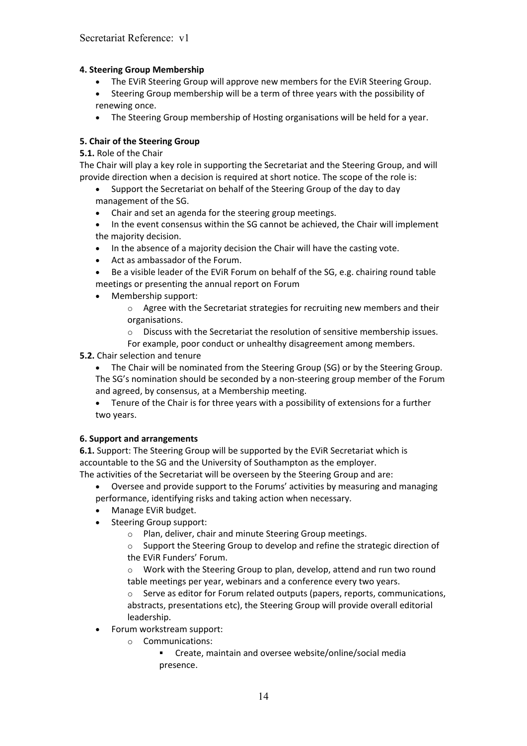**4. Steering Group Membership**

- The EViR Steering Group will approve new members for the EViR Steering Group.
- Steering Group membership will be a term of three years with the possibility of renewing once.
- The Steering Group membership of Hosting organisations will be held for a year.

**5. Chair of the Steering Group**

**5.1.** Role of the Chair

The Chair will play a key role in supporting the Secretariat and the Steering Group, and will provide direction when a decision is required at short notice. The scope of the role is:

- Support the Secretariat on behalf of the Steering Group of the day to day management of the SG.
- Chair and set an agenda for the steering group meetings.
- In the event consensus within the SG cannot be achieved, the Chair will implement the majority decision.
- In the absence of a majority decision the Chair will have the casting vote.
- Act as ambassador of the Forum.
- Be a visible leader of the EViR Forum on behalf of the SG, e.g. chairing round table meetings or presenting the annual report on Forum
- Membership support:
    - Agree with the Secretariat strategies for recruiting new members and their organisations.
    - Discuss with the Secretariat the resolution of sensitive membership issues. For example, poor conduct or unhealthy disagreement among members.

**5.2.** Chair selection and tenure

- The Chair will be nominated from the Steering Group (SG) or by the Steering Group. The SG's nomination should be seconded by a non-steering group member of the Forum and agreed, by consensus, at a Membership meeting.
- Tenure of the Chair is for three years with a possibility of extensions for a further two years.

**6. Support and arrangements**

**6.1.** Support: The Steering Group will be supported by the EViR Secretariat which is accountable to the SG and the University of Southampton as the employer.
The activities of the Secretariat will be overseen by the Steering Group and are:

- Oversee and provide support to the Forums' activities by measuring and managing performance, identifying risks and taking action when necessary.
- Manage EViR budget.
- Steering Group support:
    - Plan, deliver, chair and minute Steering Group meetings.
    - Support the Steering Group to develop and refine the strategic direction of the EViR Funders' Forum.
    - Work with the Steering Group to plan, develop, attend and run two round table meetings per year, webinars and a conference every two years.
    - Serve as editor for Forum related outputs (papers, reports, communications, abstracts, presentations etc), the Steering Group will provide overall editorial leadership.
- Forum workstream support:
    - Communications:
        - Create, maintain and oversee website/online/social media presence.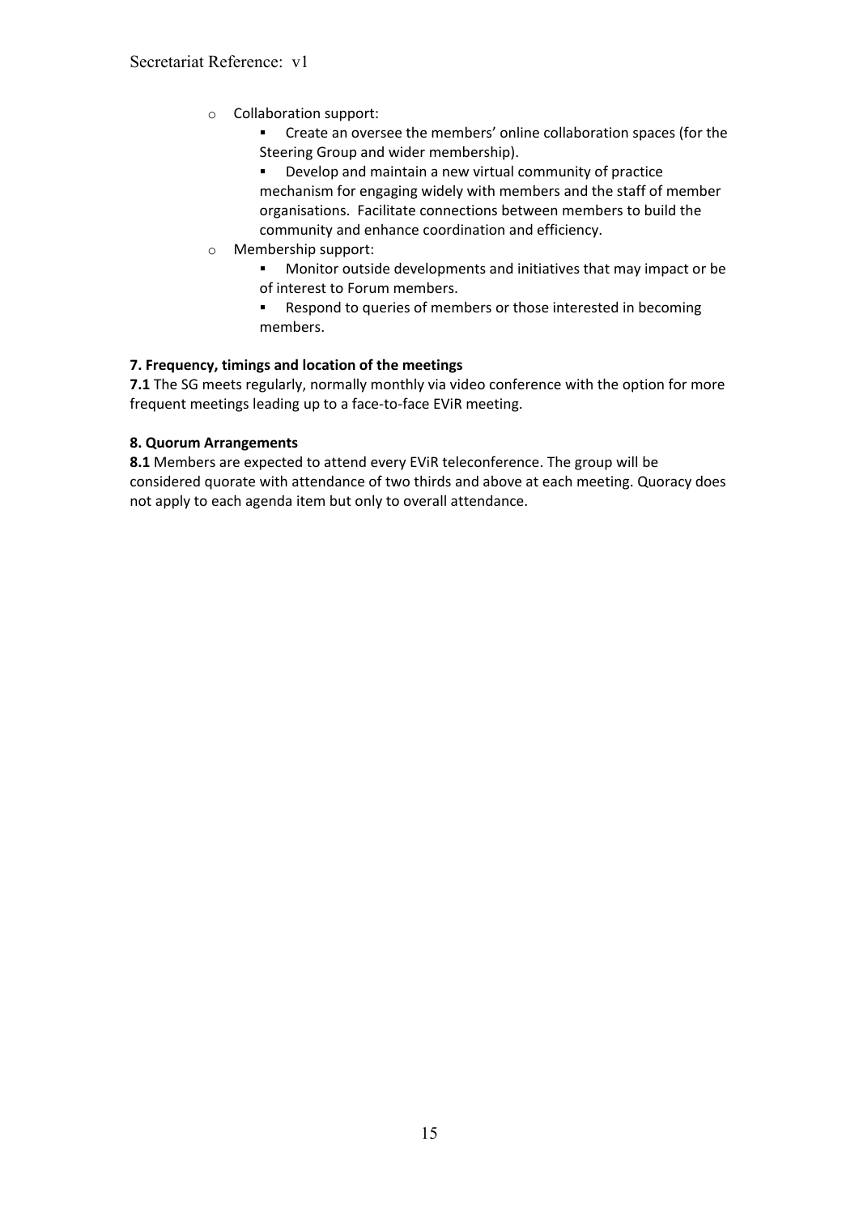- Collaboration support:
  - Create an oversee the members' online collaboration spaces (for the Steering Group and wider membership).
  - Develop and maintain a new virtual community of practice mechanism for engaging widely with members and the staff of member organisations. Facilitate connections between members to build the community and enhance coordination and efficiency.
- Membership support:
  - Monitor outside developments and initiatives that may impact or be of interest to Forum members.
  - Respond to queries of members or those interested in becoming members.

**7. Frequency, timings and location of the meetings**

**7.1** The SG meets regularly, normally monthly via video conference with the option for more frequent meetings leading up to a face-to-face EViR meeting.

**8. Quorum Arrangements**

**8.1** Members are expected to attend every EViR teleconference. The group will be considered quorate with attendance of two thirds and above at each meeting. Quoracy does not apply to each agenda item but only to overall attendance.